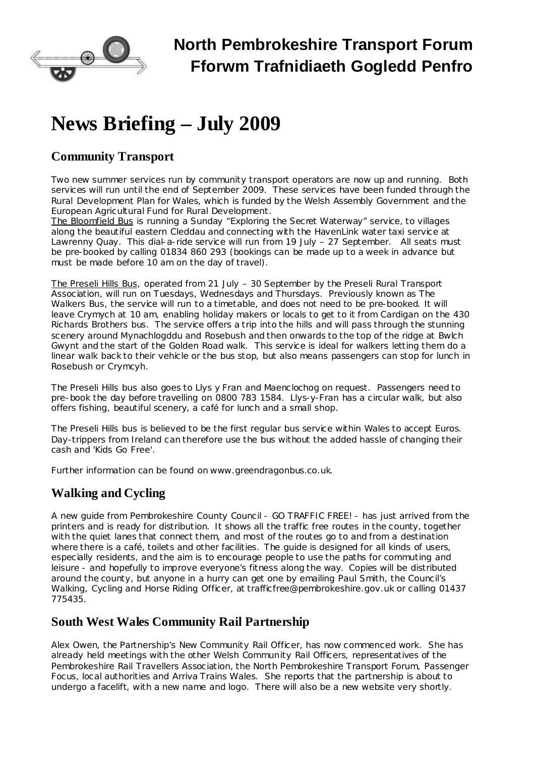# North Pembrokeshire Transport Forum
# Fforwm Trafnidiaeth Gogledd Penfro

# News Briefing – July 2009

## Community Transport

Two new summer services run by community transport operators are now up and running. Both services will run until the end of September 2009. These services have been funded through the Rural Development Plan for Wales, which is funded by the Welsh Assembly Government and the European Agricultural Fund for Rural Development.

The Bloomfield Bus is running a Sunday "Exploring the Secret Waterway" service, to villages along the beautiful eastern Cleddau and connecting with the HavenLink water taxi service at Lawrenny Quay. This dial-a-ride service will run from 19 July – 27 September. All seats must be pre-booked by calling 01834 860 293 (bookings can be made up to a week in advance but must be made before 10 am on the day of travel).

The Preseli Hills Bus, operated from 21 July – 30 September by the Preseli Rural Transport Association, will run on Tuesdays, Wednesdays and Thursdays. Previously known as The Walkers Bus, the service will run to a timetable, and does not need to be pre-booked. It will leave Crymych at 10 am, enabling holiday makers or locals to get to it from Cardigan on the 430 Richards Brothers bus. The service offers a trip into the hills and will pass through the stunning scenery around Mynachlogddu and Rosebush and then onwards to the top of the ridge at Bwlch Gwynt and the start of the Golden Road walk. This service is ideal for walkers letting them do a linear walk back to their vehicle or the bus stop, but also means passengers can stop for lunch in Rosebush or Crymcyh.

The Preseli Hills bus also goes to Llys y Fran and Maenclochog on request. Passengers need to pre-book the day before travelling on 0800 783 1584. Llys-y-Fran has a circular walk, but also offers fishing, beautiful scenery, a café for lunch and a small shop.

The Preseli Hills bus is believed to be the first regular bus service within Wales to accept Euros. Day-trippers from Ireland can therefore use the bus without the added hassle of changing their cash and 'Kids Go Free'.

Further information can be found on www.greendragonbus.co.uk.

## Walking and Cycling

A new guide from Pembrokeshire County Council - GO TRAFFIC FREE! - has just arrived from the printers and is ready for distribution. It shows all the traffic free routes in the county, together with the quiet lanes that connect them, and most of the routes go to and from a destination where there is a café, toilets and other facilities. The guide is designed for all kinds of users, especially residents, and the aim is to encourage people to use the paths for commuting and leisure - and hopefully to improve everyone's fitness along the way. Copies will be distributed around the county, but anyone in a hurry can get one by emailing Paul Smith, the Council's Walking, Cycling and Horse Riding Officer, at trafficfree@pembrokeshire.gov.uk or calling 01437 775435.

## South West Wales Community Rail Partnership

Alex Owen, the Partnership's New Community Rail Officer, has now commenced work. She has already held meetings with the other Welsh Community Rail Officers, representatives of the Pembrokeshire Rail Travellers Association, the North Pembrokeshire Transport Forum, Passenger Focus, local authorities and Arriva Trains Wales. She reports that the partnership is about to undergo a facelift, with a new name and logo. There will also be a new website very shortly.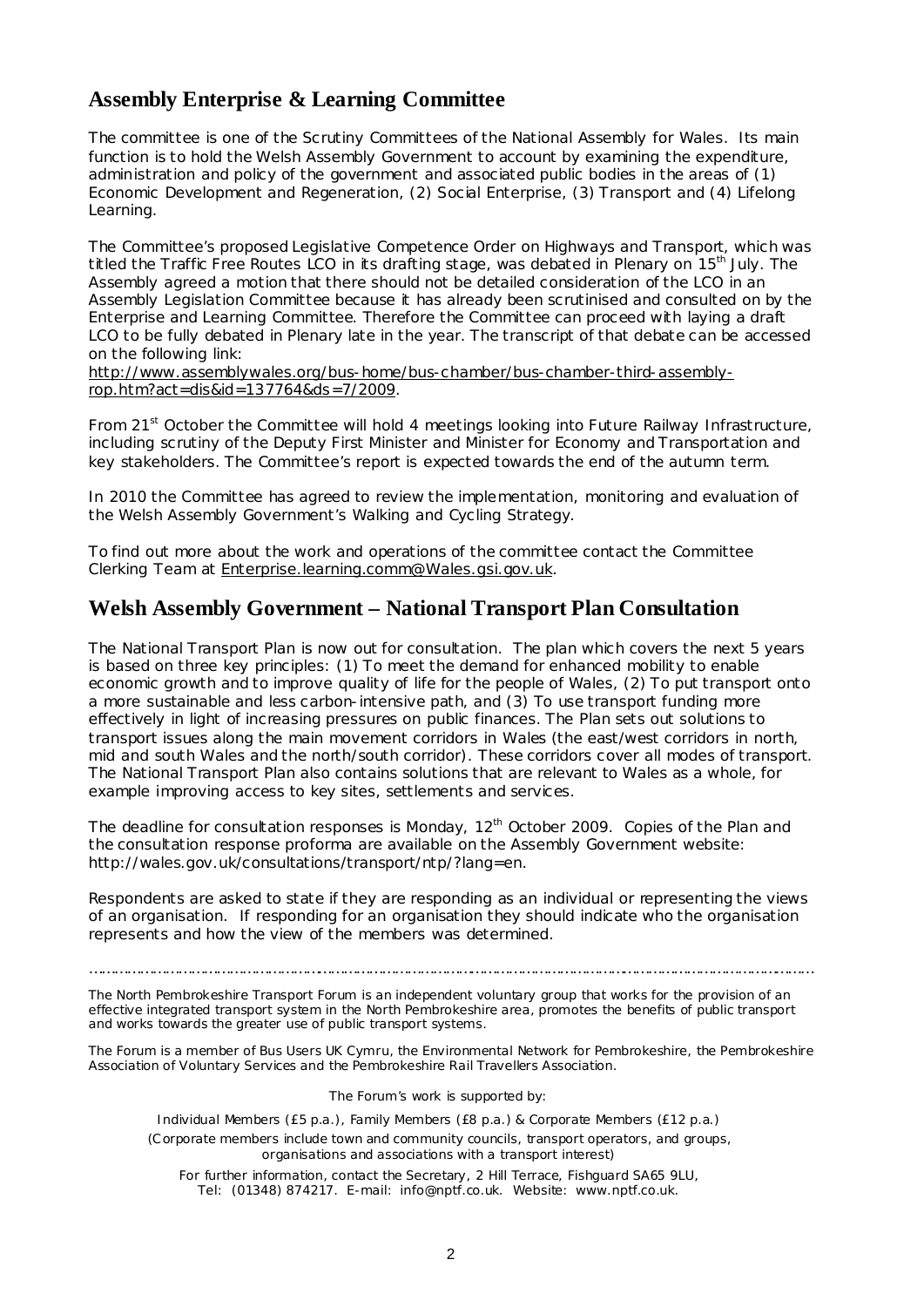## Assembly Enterprise & Learning Committee

The committee is one of the Scrutiny Committees of the National Assembly for Wales. Its main function is to hold the Welsh Assembly Government to account by examining the expenditure, administration and policy of the government and associated public bodies in the areas of (1) Economic Development and Regeneration, (2) Social Enterprise, (3) Transport and (4) Lifelong Learning.

The Committee's proposed Legislative Competence Order on Highways and Transport, which was titled the Traffic Free Routes LCO in its drafting stage, was debated in Plenary on 15th July. The Assembly agreed a motion that there should not be detailed consideration of the LCO in an Assembly Legislation Committee because it has already been scrutinised and consulted on by the Enterprise and Learning Committee. Therefore the Committee can proceed with laying a draft LCO to be fully debated in Plenary late in the year. The transcript of that debate can be accessed on the following link:
http://www.assemblywales.org/bus-home/bus-chamber/bus-chamber-third-assembly-rop.htm?act=dis&id=137764&ds=7/2009.

From 21st October the Committee will hold 4 meetings looking into Future Railway Infrastructure, including scrutiny of the Deputy First Minister and Minister for Economy and Transportation and key stakeholders. The Committee's report is expected towards the end of the autumn term.

In 2010 the Committee has agreed to review the implementation, monitoring and evaluation of the Welsh Assembly Government's Walking and Cycling Strategy.

To find out more about the work and operations of the committee contact the Committee Clerking Team at Enterprise.learning.comm@Wales.gsi.gov.uk.

## Welsh Assembly Government – National Transport Plan Consultation

The National Transport Plan is now out for consultation. The plan which covers the next 5 years is based on three key principles: (1) To meet the demand for enhanced mobility to enable economic growth and to improve quality of life for the people of Wales, (2) To put transport onto a more sustainable and less carbon-intensive path, and (3) To use transport funding more effectively in light of increasing pressures on public finances. The Plan sets out solutions to transport issues along the main movement corridors in Wales (the east/west corridors in north, mid and south Wales and the north/south corridor). These corridors cover all modes of transport. The National Transport Plan also contains solutions that are relevant to Wales as a whole, for example improving access to key sites, settlements and services.

The deadline for consultation responses is Monday, 12th October 2009. Copies of the Plan and the consultation response proforma are available on the Assembly Government website: http://wales.gov.uk/consultations/transport/ntp/?lang=en.

Respondents are asked to state if they are responding as an individual or representing the views of an organisation. If responding for an organisation they should indicate who the organisation represents and how the view of the members was determined.

---

The North Pembrokeshire Transport Forum is an independent voluntary group that works for the provision of an effective integrated transport system in the North Pembrokeshire area, promotes the benefits of public transport and works towards the greater use of public transport systems.

The Forum is a member of Bus Users UK Cymru, the Environmental Network for Pembrokeshire, the Pembrokeshire Association of Voluntary Services and the Pembrokeshire Rail Travellers Association.

The Forum's work is supported by:

Individual Members (£5 p.a.), Family Members (£8 p.a.) & Corporate Members (£12 p.a.)

(Corporate members include town and community councils, transport operators, and groups, organisations and associations with a transport interest)

For further information, contact the Secretary, 2 Hill Terrace, Fishguard SA65 9LU, Tel: (01348) 874217. E-mail: info@nptf.co.uk. Website: www.nptf.co.uk.